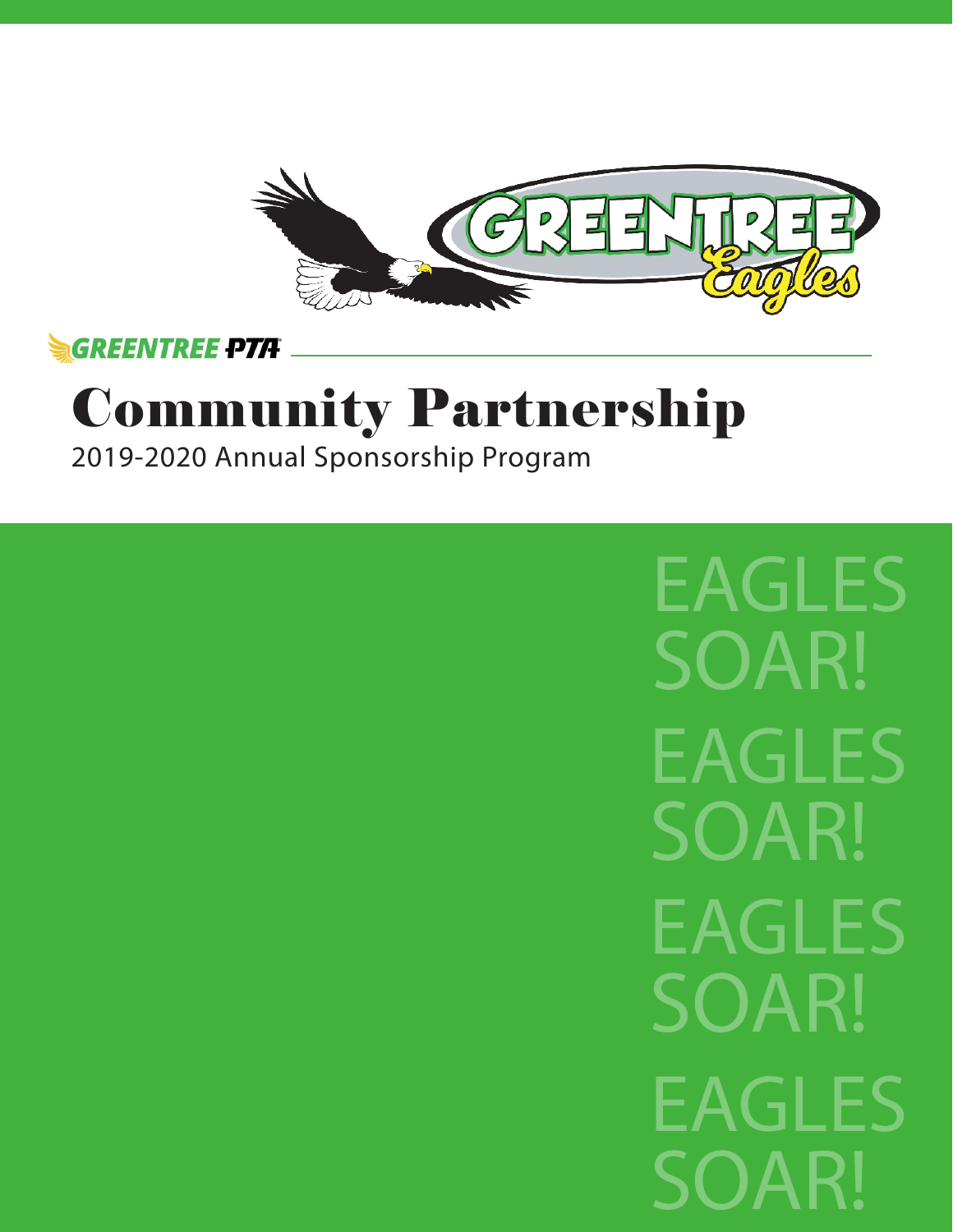GREENTREE Eagles

GREENTREE PTA

# Community Partnership

2019-2020 Annual Sponsorship Program

EAGLES SOAR!
EAGLES SOAR!
EAGLES SOAR!
EAGLES SOAR!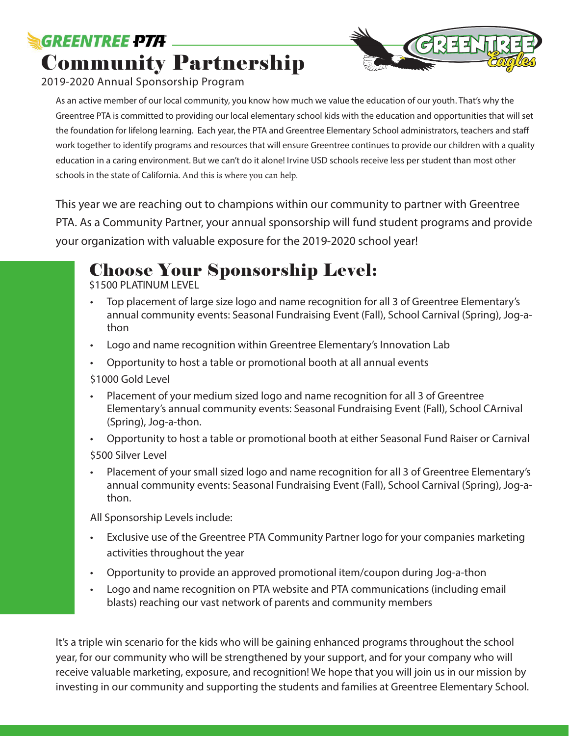GREENTREE PTA

# Community Partnership

2019-2020 Annual Sponsorship Program

As an active member of our local community, you know how much we value the education of our youth. That's why the Greentree PTA is committed to providing our local elementary school kids with the education and opportunities that will set the foundation for lifelong learning. Each year, the PTA and Greentree Elementary School administrators, teachers and staff work together to identify programs and resources that will ensure Greentree continues to provide our children with a quality education in a caring environment. But we can't do it alone! Irvine USD schools receive less per student than most other schools in the state of California. And this is where you can help.

This year we are reaching out to champions within our community to partner with Greentree PTA. As a Community Partner, your annual sponsorship will fund student programs and provide your organization with valuable exposure for the 2019-2020 school year!

## Choose Your Sponsorship Level:

$1500 PLATINUM LEVEL

- Top placement of large size logo and name recognition for all 3 of Greentree Elementary's annual community events: Seasonal Fundraising Event (Fall), School Carnival (Spring), Jog-a-thon
- Logo and name recognition within Greentree Elementary's Innovation Lab
- Opportunity to host a table or promotional booth at all annual events

$1000 Gold Level

- Placement of your medium sized logo and name recognition for all 3 of Greentree Elementary's annual community events: Seasonal Fundraising Event (Fall), School CArnival (Spring), Jog-a-thon.
- Opportunity to host a table or promotional booth at either Seasonal Fund Raiser or Carnival

$500 Silver Level

- Placement of your small sized logo and name recognition for all 3 of Greentree Elementary's annual community events: Seasonal Fundraising Event (Fall), School Carnival (Spring), Jog-a-thon.

All Sponsorship Levels include:

- Exclusive use of the Greentree PTA Community Partner logo for your companies marketing activities throughout the year
- Opportunity to provide an approved promotional item/coupon during Jog-a-thon
- Logo and name recognition on PTA website and PTA communications (including email blasts) reaching our vast network of parents and community members

It's a triple win scenario for the kids who will be gaining enhanced programs throughout the school year, for our community who will be strengthened by your support, and for your company who will receive valuable marketing, exposure, and recognition! We hope that you will join us in our mission by investing in our community and supporting the students and families at Greentree Elementary School.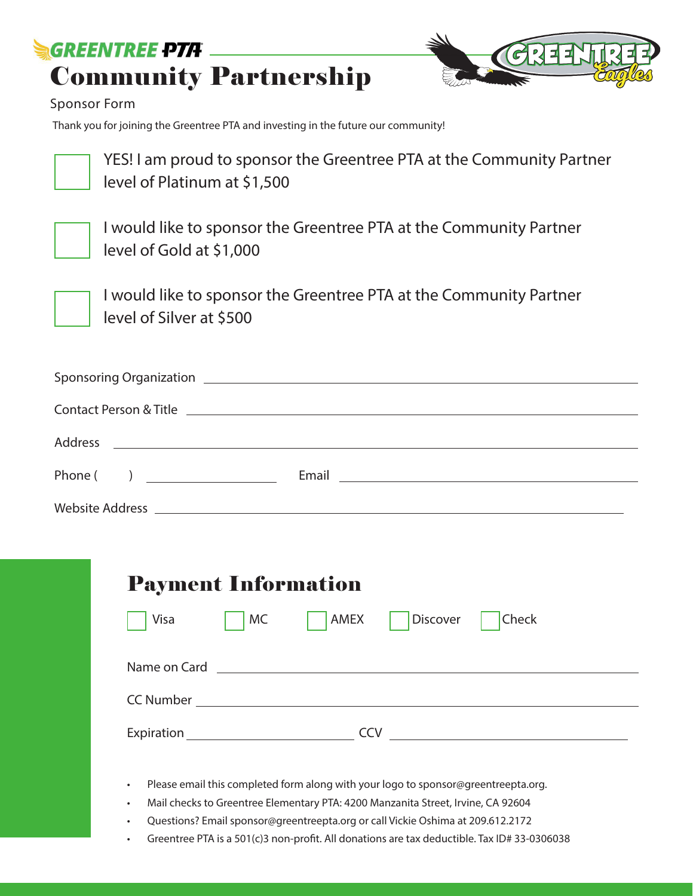GREENTREE PTA

# Community Partnership

Sponsor Form

Thank you for joining the Greentree PTA and investing in the future our community!

☐ YES! I am proud to sponsor the Greentree PTA at the Community Partner level of Platinum at $1,500

☐ I would like to sponsor the Greentree PTA at the Community Partner level of Gold at $1,000

☐ I would like to sponsor the Greentree PTA at the Community Partner level of Silver at $500

Sponsoring Organization ______________________________

Contact Person & Title ______________________________

Address ______________________________

Phone (     ) ______________  Email ______________________________

Website Address ______________________________

## Payment Information

☐ Visa ☐ MC ☐ AMEX ☐ Discover ☐ Check

Name on Card ______________________________

CC Number ______________________________

Expiration ______________  CCV ______________

- Please email this completed form along with your logo to sponsor@greentreepta.org.
- Mail checks to Greentree Elementary PTA: 4200 Manzanita Street, Irvine, CA 92604
- Questions? Email sponsor@greentreepta.org or call Vickie Oshima at 209.612.2172
- Greentree PTA is a 501(c)3 non-profit. All donations are tax deductible. Tax ID# 33-0306038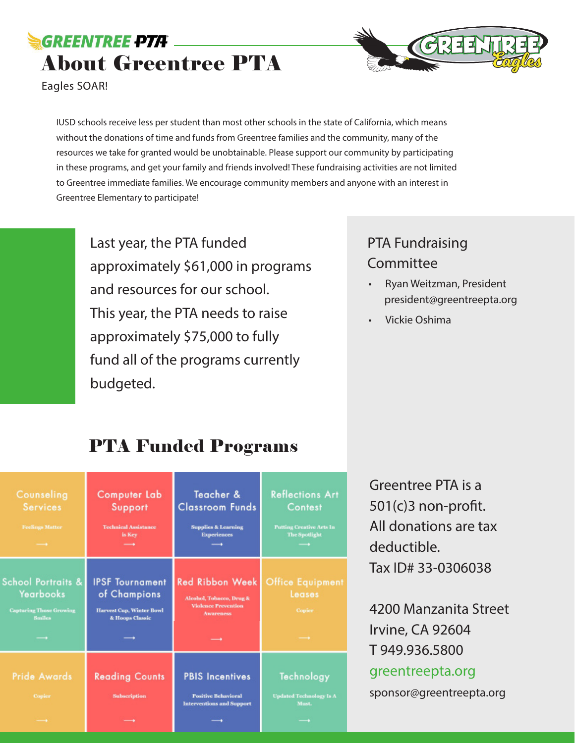GREENTREE PTA

# About Greentree PTA

Eagles SOAR!

IUSD schools receive less per student than most other schools in the state of California, which means without the donations of time and funds from Greentree families and the community, many of the resources we take for granted would be unobtainable. Please support our community by participating in these programs, and get your family and friends involved! These fundraising activities are not limited to Greentree immediate families. We encourage community members and anyone with an interest in Greentree Elementary to participate!

Last year, the PTA funded approximately $61,000 in programs and resources for our school. This year, the PTA needs to raise approximately $75,000 to fully fund all of the programs currently budgeted.

PTA Fundraising Committee

- Ryan Weitzman, President
  president@greentreepta.org
- Vickie Oshima

## PTA Funded Programs

| | | | |
|---|---|---|---|
| **Counseling Services** Feelings Matter | **Computer Lab Support** Technical Assistance is Key | **Teacher & Classroom Funds** Supplies & Learning Experiences | **Reflections Art Contest** Putting Creative Arts In The Spotlight |
| **School Portraits & Yearbooks** Capturing Those Growing Smiles | **IPSF Tournament of Champions** Harvest Cup, Winter Bowl & Hoops Classic | **Red Ribbon Week** Alcohol, Tobacco, Drug & Violence Prevention Awareness | **Office Equipment Leases** Copier |
| **Pride Awards** Copier | **Reading Counts** Subscription | **PBIS Incentives** Positive Behavioral Interventions and Support | **Technology** Updated Technology Is A Must. |

Greentree PTA is a 501(c)3 non-profit. All donations are tax deductible.
Tax ID# 33-0306038

4200 Manzanita Street
Irvine, CA 92604
T 949.936.5800
greentreepta.org
sponsor@greentreepta.org